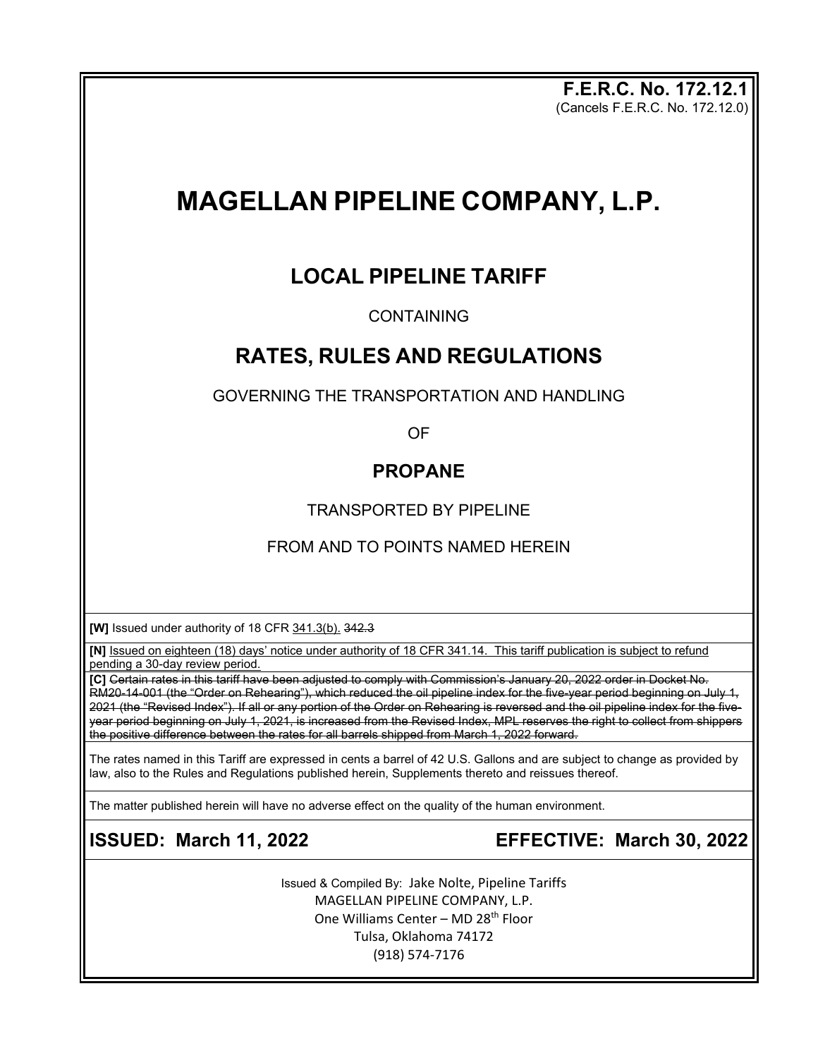**F.E.R.C. No. 172.12.1**
(Cancels F.E.R.C. No. 172.12.0)

# MAGELLAN PIPELINE COMPANY, L.P.

## LOCAL PIPELINE TARIFF

CONTAINING

## RATES, RULES AND REGULATIONS

GOVERNING THE TRANSPORTATION AND HANDLING

OF

### PROPANE

TRANSPORTED BY PIPELINE

FROM AND TO POINTS NAMED HEREIN

**[W]** Issued under authority of 18 CFR 341.3(b). ~~342.3~~

**[N]** Issued on eighteen (18) days' notice under authority of 18 CFR 341.14. This tariff publication is subject to refund pending a 30-day review period.

**[C]** ~~Certain rates in this tariff have been adjusted to comply with Commission's January 20, 2022 order in Docket No. RM20-14-001 (the "Order on Rehearing"), which reduced the oil pipeline index for the five-year period beginning on July 1, 2021 (the "Revised Index"). If all or any portion of the Order on Rehearing is reversed and the oil pipeline index for the five-year period beginning on July 1, 2021, is increased from the Revised Index, MPL reserves the right to collect from shippers the positive difference between the rates for all barrels shipped from March 1, 2022 forward.~~

The rates named in this Tariff are expressed in cents a barrel of 42 U.S. Gallons and are subject to change as provided by law, also to the Rules and Regulations published herein, Supplements thereto and reissues thereof.

The matter published herein will have no adverse effect on the quality of the human environment.

**ISSUED: March 11, 2022** **EFFECTIVE: March 30, 2022**

Issued & Compiled By: Jake Nolte, Pipeline Tariffs
MAGELLAN PIPELINE COMPANY, L.P.
One Williams Center – MD 28th Floor
Tulsa, Oklahoma 74172
(918) 574-7176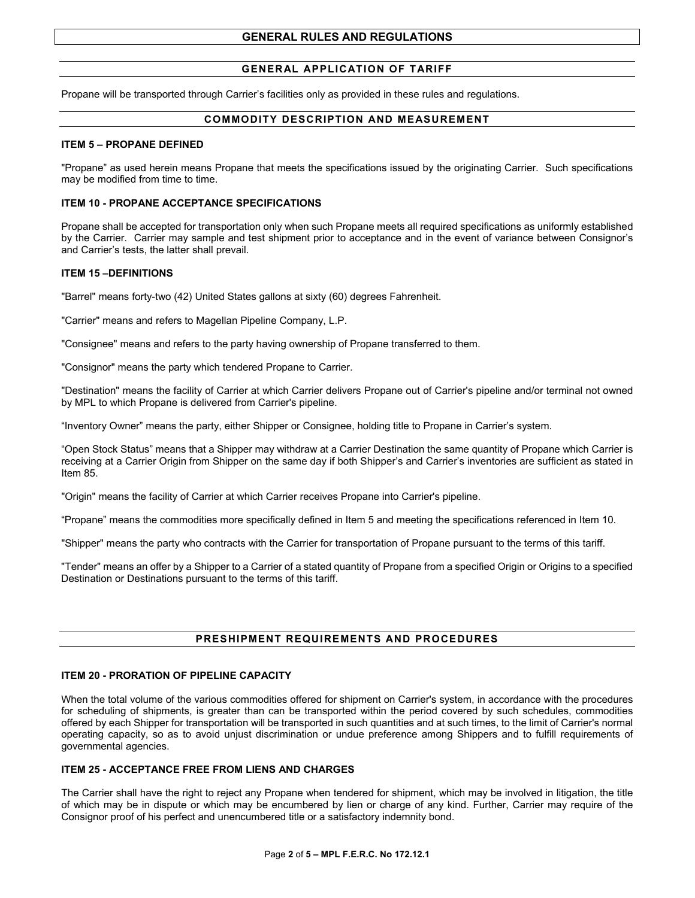# GENERAL RULES AND REGULATIONS

## GENERAL APPLICATION OF TARIFF

Propane will be transported through Carrier's facilities only as provided in these rules and regulations.

## COMMODITY DESCRIPTION AND MEASUREMENT

### ITEM 5 – PROPANE DEFINED

"Propane" as used herein means Propane that meets the specifications issued by the originating Carrier. Such specifications may be modified from time to time.

### ITEM 10 - PROPANE ACCEPTANCE SPECIFICATIONS

Propane shall be accepted for transportation only when such Propane meets all required specifications as uniformly established by the Carrier. Carrier may sample and test shipment prior to acceptance and in the event of variance between Consignor's and Carrier's tests, the latter shall prevail.

### ITEM 15 –DEFINITIONS

"Barrel" means forty-two (42) United States gallons at sixty (60) degrees Fahrenheit.

"Carrier" means and refers to Magellan Pipeline Company, L.P.

"Consignee" means and refers to the party having ownership of Propane transferred to them.

"Consignor" means the party which tendered Propane to Carrier.

"Destination" means the facility of Carrier at which Carrier delivers Propane out of Carrier's pipeline and/or terminal not owned by MPL to which Propane is delivered from Carrier's pipeline.

"Inventory Owner" means the party, either Shipper or Consignee, holding title to Propane in Carrier's system.

"Open Stock Status" means that a Shipper may withdraw at a Carrier Destination the same quantity of Propane which Carrier is receiving at a Carrier Origin from Shipper on the same day if both Shipper's and Carrier's inventories are sufficient as stated in Item 85.

"Origin" means the facility of Carrier at which Carrier receives Propane into Carrier's pipeline.

"Propane" means the commodities more specifically defined in Item 5 and meeting the specifications referenced in Item 10.

"Shipper" means the party who contracts with the Carrier for transportation of Propane pursuant to the terms of this tariff.

"Tender" means an offer by a Shipper to a Carrier of a stated quantity of Propane from a specified Origin or Origins to a specified Destination or Destinations pursuant to the terms of this tariff.

## PRESHIPMENT REQUIREMENTS AND PROCEDURES

### ITEM 20 - PRORATION OF PIPELINE CAPACITY

When the total volume of the various commodities offered for shipment on Carrier's system, in accordance with the procedures for scheduling of shipments, is greater than can be transported within the period covered by such schedules, commodities offered by each Shipper for transportation will be transported in such quantities and at such times, to the limit of Carrier's normal operating capacity, so as to avoid unjust discrimination or undue preference among Shippers and to fulfill requirements of governmental agencies.

### ITEM 25 - ACCEPTANCE FREE FROM LIENS AND CHARGES

The Carrier shall have the right to reject any Propane when tendered for shipment, which may be involved in litigation, the title of which may be in dispute or which may be encumbered by lien or charge of any kind. Further, Carrier may require of the Consignor proof of his perfect and unencumbered title or a satisfactory indemnity bond.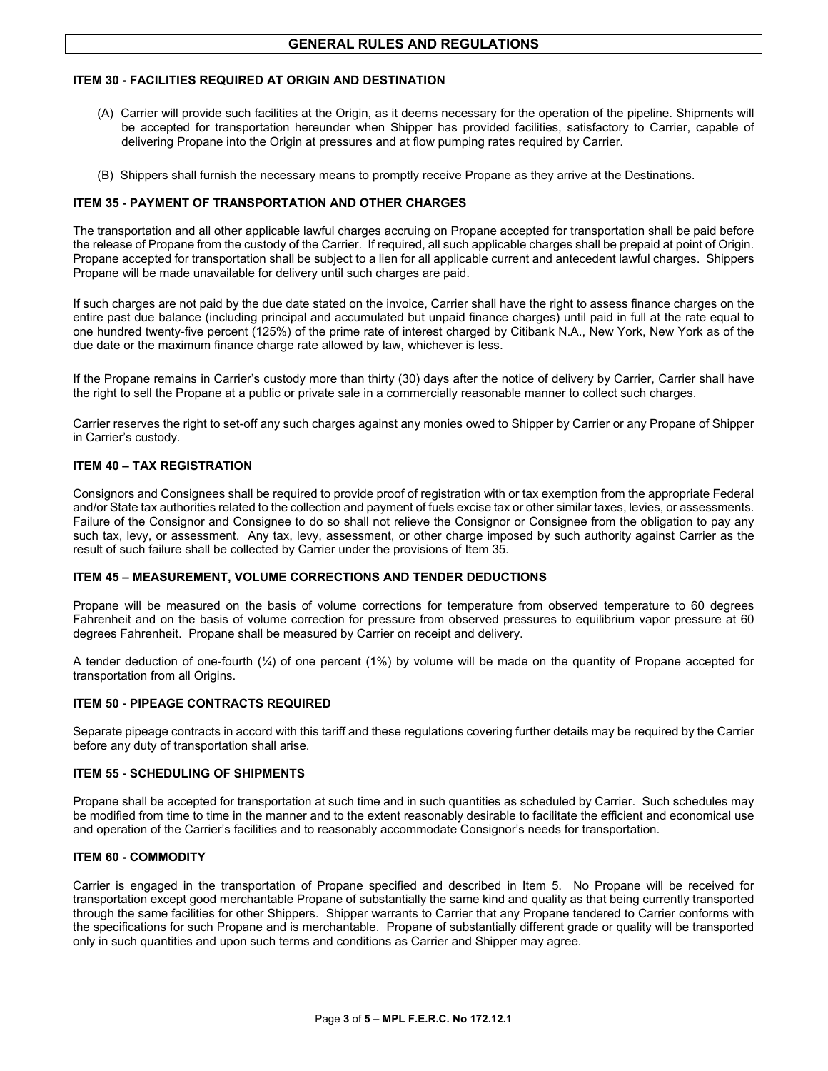# GENERAL RULES AND REGULATIONS

### ITEM 30 - FACILITIES REQUIRED AT ORIGIN AND DESTINATION

(A) Carrier will provide such facilities at the Origin, as it deems necessary for the operation of the pipeline. Shipments will be accepted for transportation hereunder when Shipper has provided facilities, satisfactory to Carrier, capable of delivering Propane into the Origin at pressures and at flow pumping rates required by Carrier.

(B) Shippers shall furnish the necessary means to promptly receive Propane as they arrive at the Destinations.

### ITEM 35 - PAYMENT OF TRANSPORTATION AND OTHER CHARGES

The transportation and all other applicable lawful charges accruing on Propane accepted for transportation shall be paid before the release of Propane from the custody of the Carrier. If required, all such applicable charges shall be prepaid at point of Origin. Propane accepted for transportation shall be subject to a lien for all applicable current and antecedent lawful charges. Shippers Propane will be made unavailable for delivery until such charges are paid.

If such charges are not paid by the due date stated on the invoice, Carrier shall have the right to assess finance charges on the entire past due balance (including principal and accumulated but unpaid finance charges) until paid in full at the rate equal to one hundred twenty-five percent (125%) of the prime rate of interest charged by Citibank N.A., New York, New York as of the due date or the maximum finance charge rate allowed by law, whichever is less.

If the Propane remains in Carrier's custody more than thirty (30) days after the notice of delivery by Carrier, Carrier shall have the right to sell the Propane at a public or private sale in a commercially reasonable manner to collect such charges.

Carrier reserves the right to set-off any such charges against any monies owed to Shipper by Carrier or any Propane of Shipper in Carrier's custody.

### ITEM 40 – TAX REGISTRATION

Consignors and Consignees shall be required to provide proof of registration with or tax exemption from the appropriate Federal and/or State tax authorities related to the collection and payment of fuels excise tax or other similar taxes, levies, or assessments. Failure of the Consignor and Consignee to do so shall not relieve the Consignor or Consignee from the obligation to pay any such tax, levy, or assessment. Any tax, levy, assessment, or other charge imposed by such authority against Carrier as the result of such failure shall be collected by Carrier under the provisions of Item 35.

### ITEM 45 – MEASUREMENT, VOLUME CORRECTIONS AND TENDER DEDUCTIONS

Propane will be measured on the basis of volume corrections for temperature from observed temperature to 60 degrees Fahrenheit and on the basis of volume correction for pressure from observed pressures to equilibrium vapor pressure at 60 degrees Fahrenheit. Propane shall be measured by Carrier on receipt and delivery.

A tender deduction of one-fourth (¼) of one percent (1%) by volume will be made on the quantity of Propane accepted for transportation from all Origins.

### ITEM 50 - PIPEAGE CONTRACTS REQUIRED

Separate pipeage contracts in accord with this tariff and these regulations covering further details may be required by the Carrier before any duty of transportation shall arise.

### ITEM 55 - SCHEDULING OF SHIPMENTS

Propane shall be accepted for transportation at such time and in such quantities as scheduled by Carrier. Such schedules may be modified from time to time in the manner and to the extent reasonably desirable to facilitate the efficient and economical use and operation of the Carrier's facilities and to reasonably accommodate Consignor's needs for transportation.

### ITEM 60 - COMMODITY

Carrier is engaged in the transportation of Propane specified and described in Item 5. No Propane will be received for transportation except good merchantable Propane of substantially the same kind and quality as that being currently transported through the same facilities for other Shippers. Shipper warrants to Carrier that any Propane tendered to Carrier conforms with the specifications for such Propane and is merchantable. Propane of substantially different grade or quality will be transported only in such quantities and upon such terms and conditions as Carrier and Shipper may agree.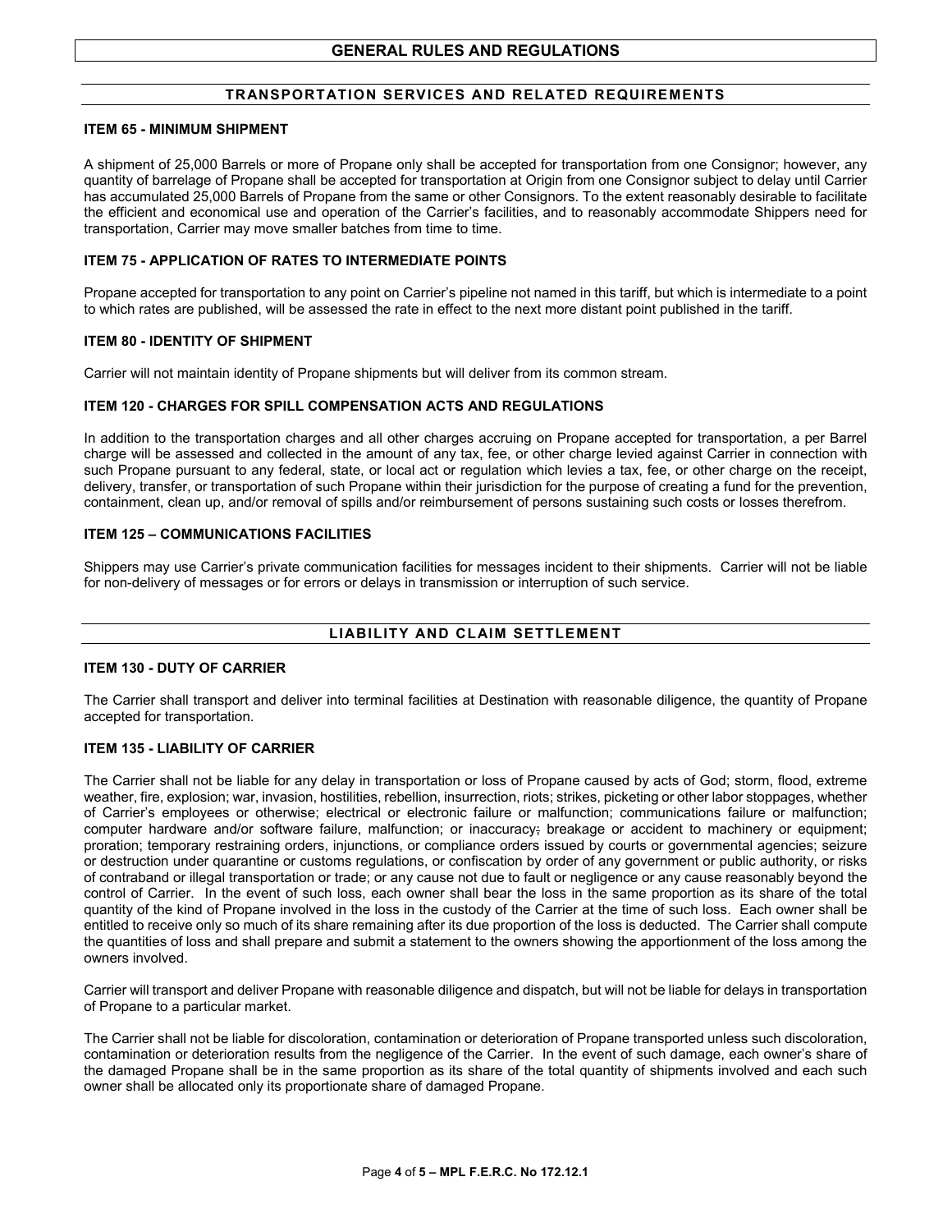# GENERAL RULES AND REGULATIONS

## TRANSPORTATION SERVICES AND RELATED REQUIREMENTS

### ITEM 65 - MINIMUM SHIPMENT

A shipment of 25,000 Barrels or more of Propane only shall be accepted for transportation from one Consignor; however, any quantity of barrelage of Propane shall be accepted for transportation at Origin from one Consignor subject to delay until Carrier has accumulated 25,000 Barrels of Propane from the same or other Consignors. To the extent reasonably desirable to facilitate the efficient and economical use and operation of the Carrier's facilities, and to reasonably accommodate Shippers need for transportation, Carrier may move smaller batches from time to time.

### ITEM 75 - APPLICATION OF RATES TO INTERMEDIATE POINTS

Propane accepted for transportation to any point on Carrier's pipeline not named in this tariff, but which is intermediate to a point to which rates are published, will be assessed the rate in effect to the next more distant point published in the tariff.

### ITEM 80 - IDENTITY OF SHIPMENT

Carrier will not maintain identity of Propane shipments but will deliver from its common stream.

### ITEM 120 - CHARGES FOR SPILL COMPENSATION ACTS AND REGULATIONS

In addition to the transportation charges and all other charges accruing on Propane accepted for transportation, a per Barrel charge will be assessed and collected in the amount of any tax, fee, or other charge levied against Carrier in connection with such Propane pursuant to any federal, state, or local act or regulation which levies a tax, fee, or other charge on the receipt, delivery, transfer, or transportation of such Propane within their jurisdiction for the purpose of creating a fund for the prevention, containment, clean up, and/or removal of spills and/or reimbursement of persons sustaining such costs or losses therefrom.

### ITEM 125 – COMMUNICATIONS FACILITIES

Shippers may use Carrier's private communication facilities for messages incident to their shipments. Carrier will not be liable for non-delivery of messages or for errors or delays in transmission or interruption of such service.

## LIABILITY AND CLAIM SETTLEMENT

### ITEM 130 - DUTY OF CARRIER

The Carrier shall transport and deliver into terminal facilities at Destination with reasonable diligence, the quantity of Propane accepted for transportation.

### ITEM 135 - LIABILITY OF CARRIER

The Carrier shall not be liable for any delay in transportation or loss of Propane caused by acts of God; storm, flood, extreme weather, fire, explosion; war, invasion, hostilities, rebellion, insurrection, riots; strikes, picketing or other labor stoppages, whether of Carrier's employees or otherwise; electrical or electronic failure or malfunction; communications failure or malfunction; computer hardware and/or software failure, malfunction; or inaccuracy; breakage or accident to machinery or equipment; proration; temporary restraining orders, injunctions, or compliance orders issued by courts or governmental agencies; seizure or destruction under quarantine or customs regulations, or confiscation by order of any government or public authority, or risks of contraband or illegal transportation or trade; or any cause not due to fault or negligence or any cause reasonably beyond the control of Carrier. In the event of such loss, each owner shall bear the loss in the same proportion as its share of the total quantity of the kind of Propane involved in the loss in the custody of the Carrier at the time of such loss. Each owner shall be entitled to receive only so much of its share remaining after its due proportion of the loss is deducted. The Carrier shall compute the quantities of loss and shall prepare and submit a statement to the owners showing the apportionment of the loss among the owners involved.

Carrier will transport and deliver Propane with reasonable diligence and dispatch, but will not be liable for delays in transportation of Propane to a particular market.

The Carrier shall not be liable for discoloration, contamination or deterioration of Propane transported unless such discoloration, contamination or deterioration results from the negligence of the Carrier. In the event of such damage, each owner's share of the damaged Propane shall be in the same proportion as its share of the total quantity of shipments involved and each such owner shall be allocated only its proportionate share of damaged Propane.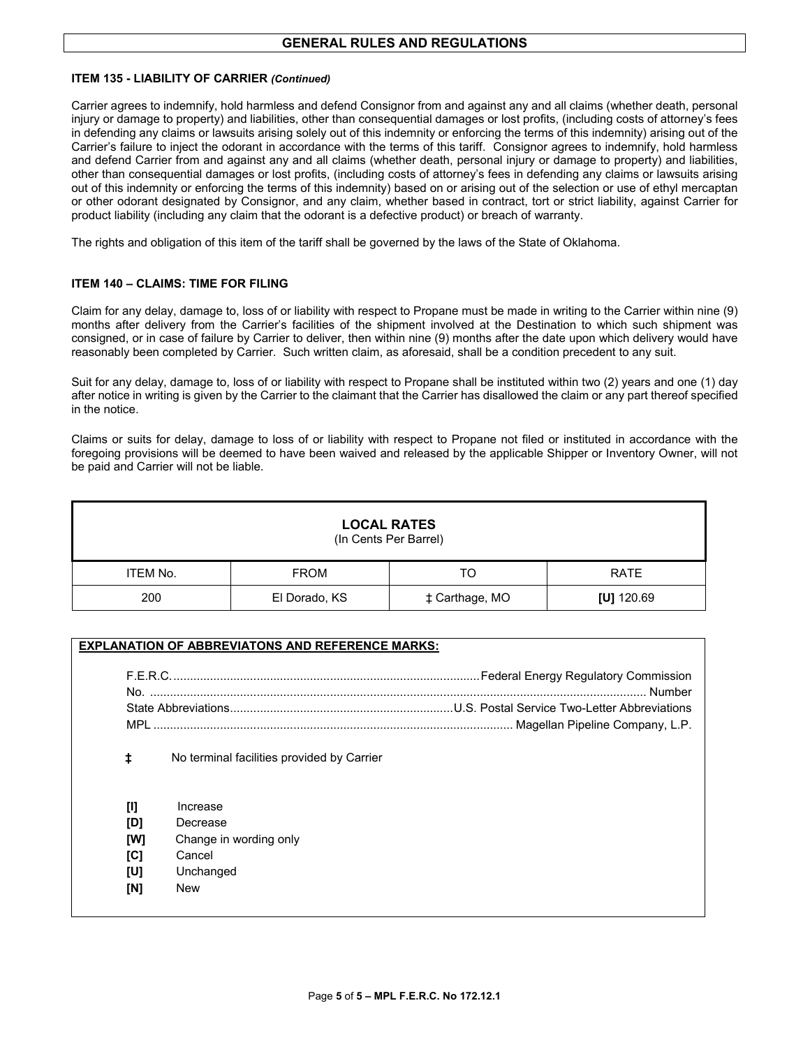## GENERAL RULES AND REGULATIONS

**ITEM 135 - LIABILITY OF CARRIER** ***(Continued)***

Carrier agrees to indemnify, hold harmless and defend Consignor from and against any and all claims (whether death, personal injury or damage to property) and liabilities, other than consequential damages or lost profits, (including costs of attorney's fees in defending any claims or lawsuits arising solely out of this indemnity or enforcing the terms of this indemnity) arising out of the Carrier's failure to inject the odorant in accordance with the terms of this tariff. Consignor agrees to indemnify, hold harmless and defend Carrier from and against any and all claims (whether death, personal injury or damage to property) and liabilities, other than consequential damages or lost profits, (including costs of attorney's fees in defending any claims or lawsuits arising out of this indemnity or enforcing the terms of this indemnity) based on or arising out of the selection or use of ethyl mercaptan or other odorant designated by Consignor, and any claim, whether based in contract, tort or strict liability, against Carrier for product liability (including any claim that the odorant is a defective product) or breach of warranty.

The rights and obligation of this item of the tariff shall be governed by the laws of the State of Oklahoma.

**ITEM 140 – CLAIMS: TIME FOR FILING**

Claim for any delay, damage to, loss of or liability with respect to Propane must be made in writing to the Carrier within nine (9) months after delivery from the Carrier's facilities of the shipment involved at the Destination to which such shipment was consigned, or in case of failure by Carrier to deliver, then within nine (9) months after the date upon which delivery would have reasonably been completed by Carrier. Such written claim, as aforesaid, shall be a condition precedent to any suit.

Suit for any delay, damage to, loss of or liability with respect to Propane shall be instituted within two (2) years and one (1) day after notice in writing is given by the Carrier to the claimant that the Carrier has disallowed the claim or any part thereof specified in the notice.

Claims or suits for delay, damage to loss of or liability with respect to Propane not filed or instituted in accordance with the foregoing provisions will be deemed to have been waived and released by the applicable Shipper or Inventory Owner, will not be paid and Carrier will not be liable.

**LOCAL RATES**
(In Cents Per Barrel)

| ITEM No. | FROM | TO | RATE |
|---|---|---|---|
| 200 | El Dorado, KS | ‡ Carthage, MO | **[U]** 120.69 |

**EXPLANATION OF ABBREVIATONS AND REFERENCE MARKS:**

F.E.R.C. .......... Federal Energy Regulatory Commission
No. .......... Number
State Abbreviations .......... U.S. Postal Service Two-Letter Abbreviations
MPL .......... Magellan Pipeline Company, L.P.

‡ No terminal facilities provided by Carrier

**[I]** Increase
**[D]** Decrease
**[W]** Change in wording only
**[C]** Cancel
**[U]** Unchanged
**[N]** New